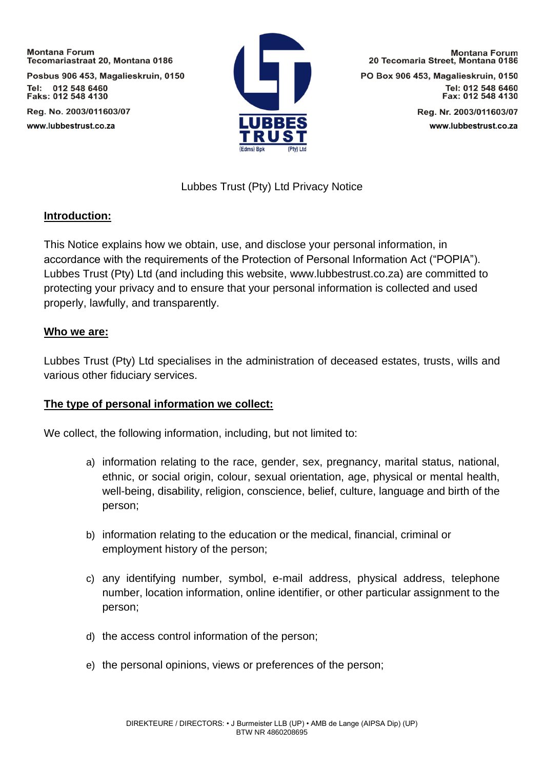Montana Forum
Tecomariastraat 20, Montana 0186

Posbus 906 453, Magalieskruin, 0150

Tel: 012 548 6460
Faks: 012 548 4130

Reg. No. 2003/011603/07

www.lubbestrust.co.za

LUBBES TRUST (Edms) Bpk (Pty) Ltd

Montana Forum
20 Tecomaria Street, Montana 0186

PO Box 906 453, Magalieskruin, 0150

Tel: 012 548 6460
Fax: 012 548 4130

Reg. Nr. 2003/011603/07

www.lubbestrust.co.za

Lubbes Trust (Pty) Ltd Privacy Notice

## Introduction:

This Notice explains how we obtain, use, and disclose your personal information, in accordance with the requirements of the Protection of Personal Information Act ("POPIA"). Lubbes Trust (Pty) Ltd (and including this website, www.lubbestrust.co.za) are committed to protecting your privacy and to ensure that your personal information is collected and used properly, lawfully, and transparently.

## Who we are:

Lubbes Trust (Pty) Ltd specialises in the administration of deceased estates, trusts, wills and various other fiduciary services.

## The type of personal information we collect:

We collect, the following information, including, but not limited to:

a) information relating to the race, gender, sex, pregnancy, marital status, national, ethnic, or social origin, colour, sexual orientation, age, physical or mental health, well-being, disability, religion, conscience, belief, culture, language and birth of the person;

b) information relating to the education or the medical, financial, criminal or employment history of the person;

c) any identifying number, symbol, e-mail address, physical address, telephone number, location information, online identifier, or other particular assignment to the person;

d) the access control information of the person;

e) the personal opinions, views or preferences of the person;

DIREKTEURE / DIRECTORS: • J Burmeister LLB (UP) • AMB de Lange (AIPSA Dip) (UP)
BTW NR 4860208695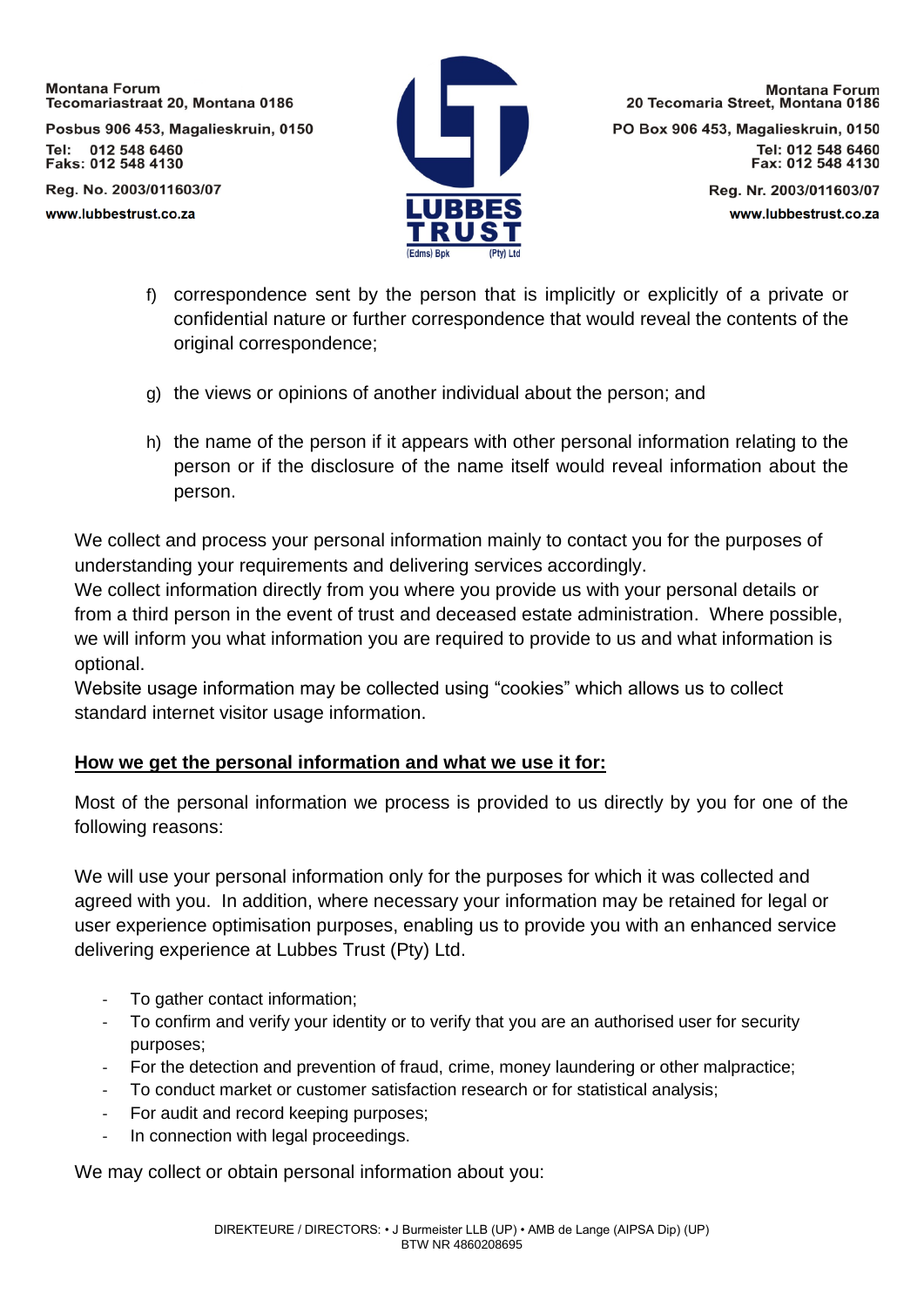f) correspondence sent by the person that is implicitly or explicitly of a private or confidential nature or further correspondence that would reveal the contents of the original correspondence;

g) the views or opinions of another individual about the person; and

h) the name of the person if it appears with other personal information relating to the person or if the disclosure of the name itself would reveal information about the person.

We collect and process your personal information mainly to contact you for the purposes of understanding your requirements and delivering services accordingly.
We collect information directly from you where you provide us with your personal details or from a third person in the event of trust and deceased estate administration. Where possible, we will inform you what information you are required to provide to us and what information is optional.
Website usage information may be collected using "cookies" which allows us to collect standard internet visitor usage information.

**How we get the personal information and what we use it for:**

Most of the personal information we process is provided to us directly by you for one of the following reasons:

We will use your personal information only for the purposes for which it was collected and agreed with you. In addition, where necessary your information may be retained for legal or user experience optimisation purposes, enabling us to provide you with an enhanced service delivering experience at Lubbes Trust (Pty) Ltd.

- To gather contact information;
- To confirm and verify your identity or to verify that you are an authorised user for security purposes;
- For the detection and prevention of fraud, crime, money laundering or other malpractice;
- To conduct market or customer satisfaction research or for statistical analysis;
- For audit and record keeping purposes;
- In connection with legal proceedings.

We may collect or obtain personal information about you: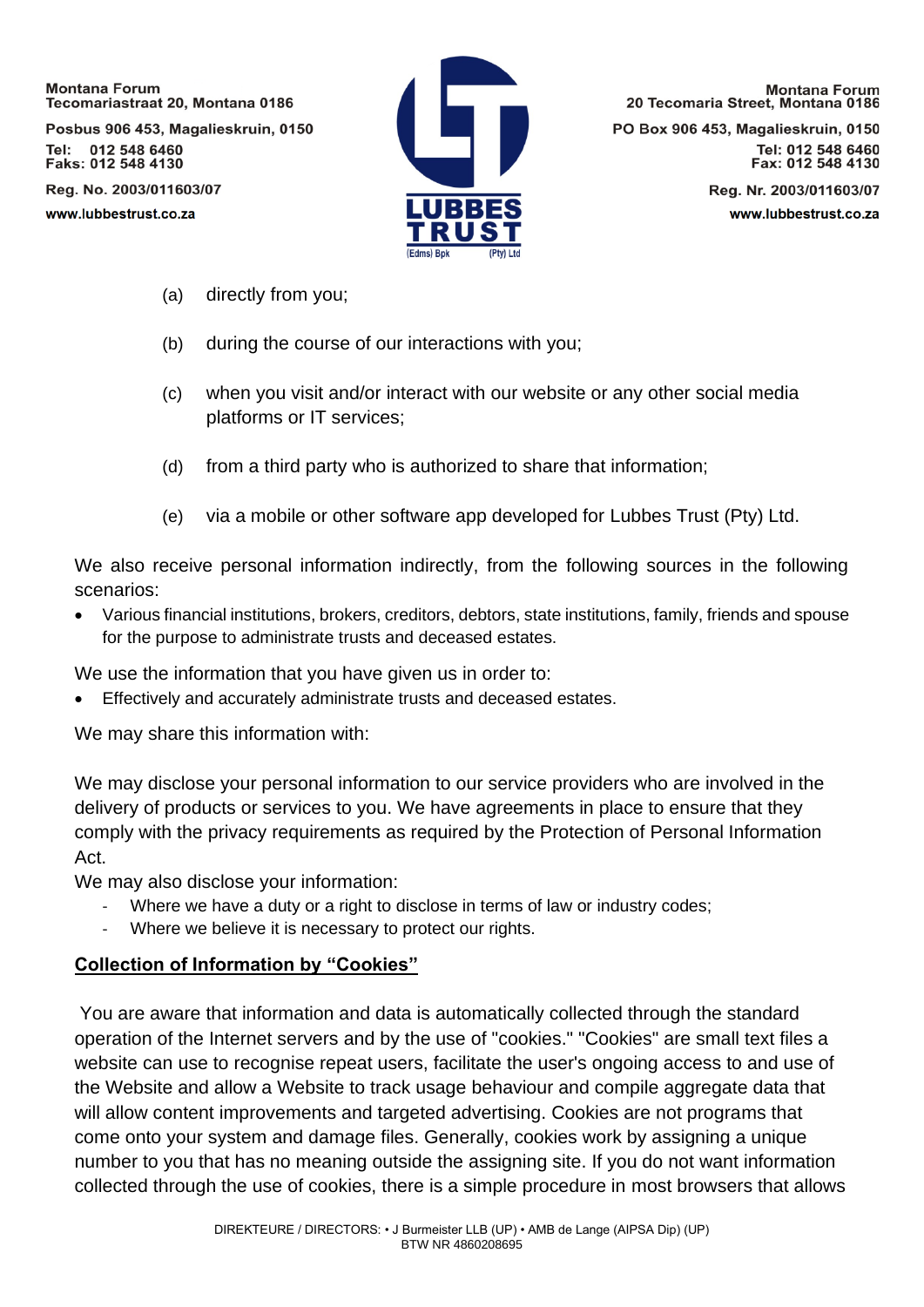(a) directly from you;

(b) during the course of our interactions with you;

(c) when you visit and/or interact with our website or any other social media platforms or IT services;

(d) from a third party who is authorized to share that information;

(e) via a mobile or other software app developed for Lubbes Trust (Pty) Ltd.

We also receive personal information indirectly, from the following sources in the following scenarios:

- Various financial institutions, brokers, creditors, debtors, state institutions, family, friends and spouse for the purpose to administrate trusts and deceased estates.

We use the information that you have given us in order to:

- Effectively and accurately administrate trusts and deceased estates.

We may share this information with:

We may disclose your personal information to our service providers who are involved in the delivery of products or services to you. We have agreements in place to ensure that they comply with the privacy requirements as required by the Protection of Personal Information Act.

We may also disclose your information:

- Where we have a duty or a right to disclose in terms of law or industry codes;
- Where we believe it is necessary to protect our rights.

**Collection of Information by "Cookies"**

You are aware that information and data is automatically collected through the standard operation of the Internet servers and by the use of "cookies." "Cookies" are small text files a website can use to recognise repeat users, facilitate the user's ongoing access to and use of the Website and allow a Website to track usage behaviour and compile aggregate data that will allow content improvements and targeted advertising. Cookies are not programs that come onto your system and damage files. Generally, cookies work by assigning a unique number to you that has no meaning outside the assigning site. If you do not want information collected through the use of cookies, there is a simple procedure in most browsers that allows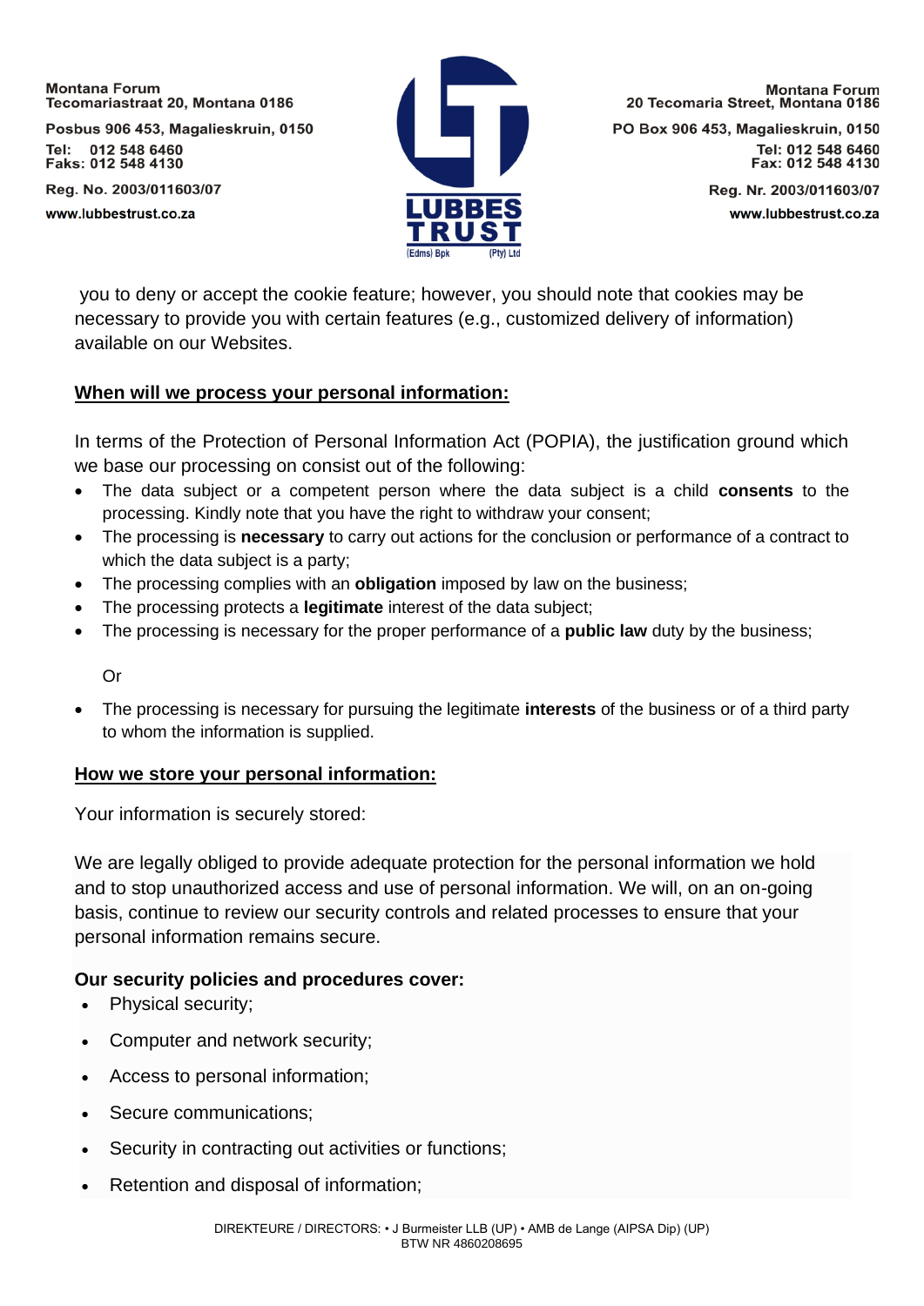you to deny or accept the cookie feature; however, you should note that cookies may be necessary to provide you with certain features (e.g., customized delivery of information) available on our Websites.

**When will we process your personal information:**

In terms of the Protection of Personal Information Act (POPIA), the justification ground which we base our processing on consist out of the following:

- The data subject or a competent person where the data subject is a child **consents** to the processing. Kindly note that you have the right to withdraw your consent;
- The processing is **necessary** to carry out actions for the conclusion or performance of a contract to which the data subject is a party;
- The processing complies with an **obligation** imposed by law on the business;
- The processing protects a **legitimate** interest of the data subject;
- The processing is necessary for the proper performance of a **public law** duty by the business;

  Or

- The processing is necessary for pursuing the legitimate **interests** of the business or of a third party to whom the information is supplied.

**How we store your personal information:**

Your information is securely stored:

We are legally obliged to provide adequate protection for the personal information we hold and to stop unauthorized access and use of personal information. We will, on an on-going basis, continue to review our security controls and related processes to ensure that your personal information remains secure.

**Our security policies and procedures cover:**

- Physical security;
- Computer and network security;
- Access to personal information;
- Secure communications;
- Security in contracting out activities or functions;
- Retention and disposal of information;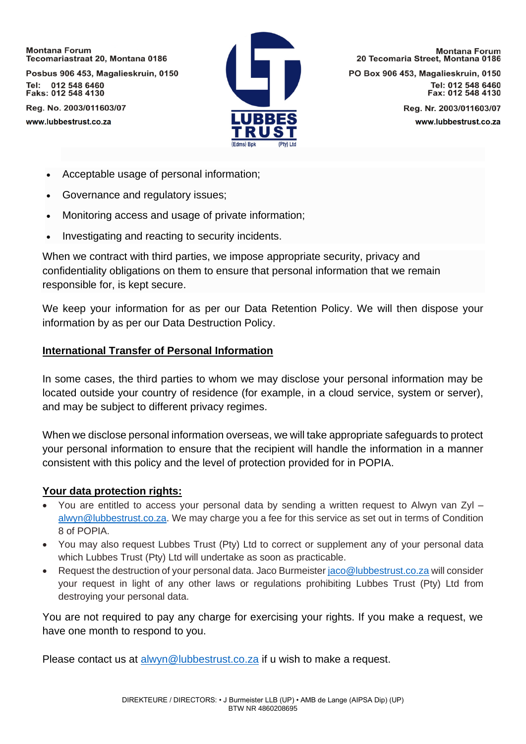- Acceptable usage of personal information;
- Governance and regulatory issues;
- Monitoring access and usage of private information;
- Investigating and reacting to security incidents.

When we contract with third parties, we impose appropriate security, privacy and confidentiality obligations on them to ensure that personal information that we remain responsible for, is kept secure.

We keep your information for as per our Data Retention Policy. We will then dispose your information by as per our Data Destruction Policy.

**International Transfer of Personal Information**

In some cases, the third parties to whom we may disclose your personal information may be located outside your country of residence (for example, in a cloud service, system or server), and may be subject to different privacy regimes.

When we disclose personal information overseas, we will take appropriate safeguards to protect your personal information to ensure that the recipient will handle the information in a manner consistent with this policy and the level of protection provided for in POPIA.

**Your data protection rights:**

- You are entitled to access your personal data by sending a written request to Alwyn van Zyl – alwyn@lubbestrust.co.za. We may charge you a fee for this service as set out in terms of Condition 8 of POPIA.
- You may also request Lubbes Trust (Pty) Ltd to correct or supplement any of your personal data which Lubbes Trust (Pty) Ltd will undertake as soon as practicable.
- Request the destruction of your personal data. Jaco Burmeister jaco@lubbestrust.co.za will consider your request in light of any other laws or regulations prohibiting Lubbes Trust (Pty) Ltd from destroying your personal data.

You are not required to pay any charge for exercising your rights. If you make a request, we have one month to respond to you.

Please contact us at alwyn@lubbestrust.co.za if u wish to make a request.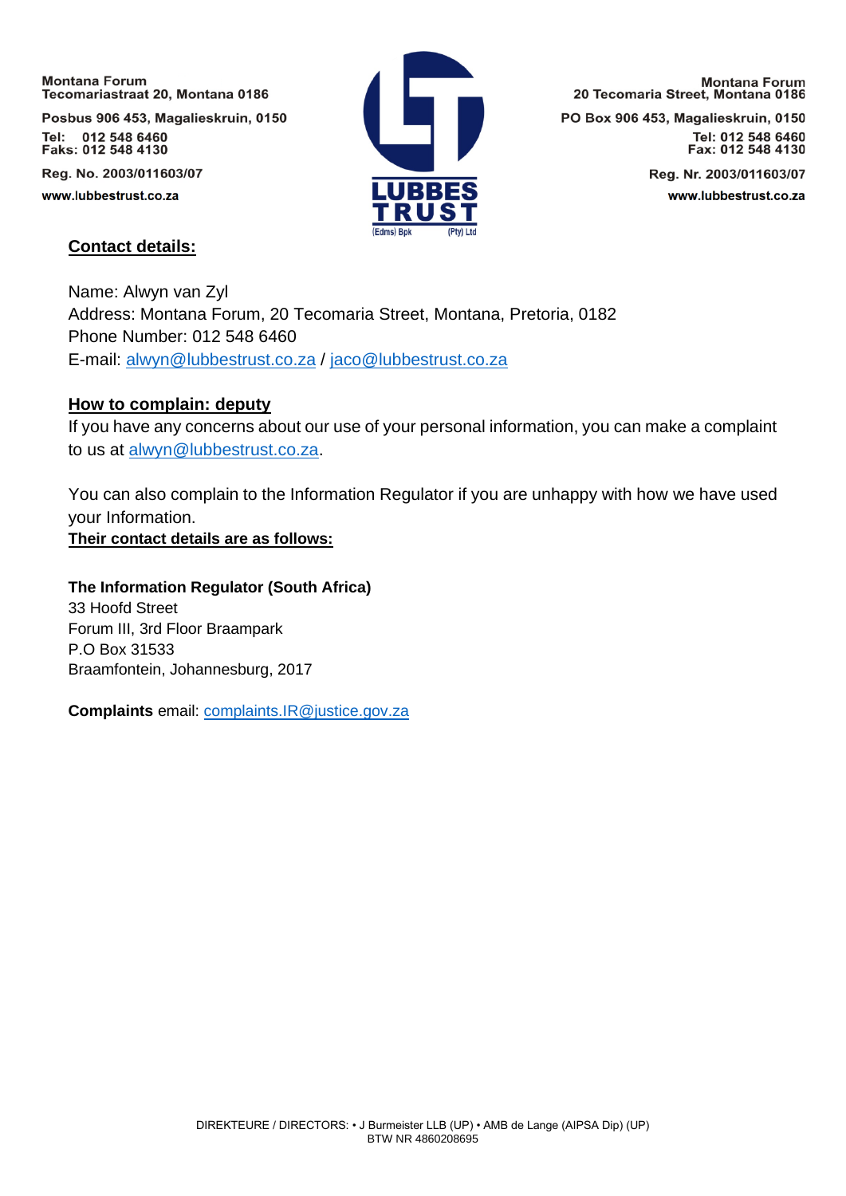**Contact details:**

Name: Alwyn van Zyl
Address: Montana Forum, 20 Tecomaria Street, Montana, Pretoria, 0182
Phone Number: 012 548 6460
E-mail: alwyn@lubbestrust.co.za / jaco@lubbestrust.co.za

**How to complain: deputy**

If you have any concerns about our use of your personal information, you can make a complaint to us at alwyn@lubbestrust.co.za.

You can also complain to the Information Regulator if you are unhappy with how we have used your Information.

**Their contact details are as follows:**

**The Information Regulator (South Africa)**
33 Hoofd Street
Forum III, 3rd Floor Braampark
P.O Box 31533
Braamfontein, Johannesburg, 2017

**Complaints** email: complaints.IR@justice.gov.za